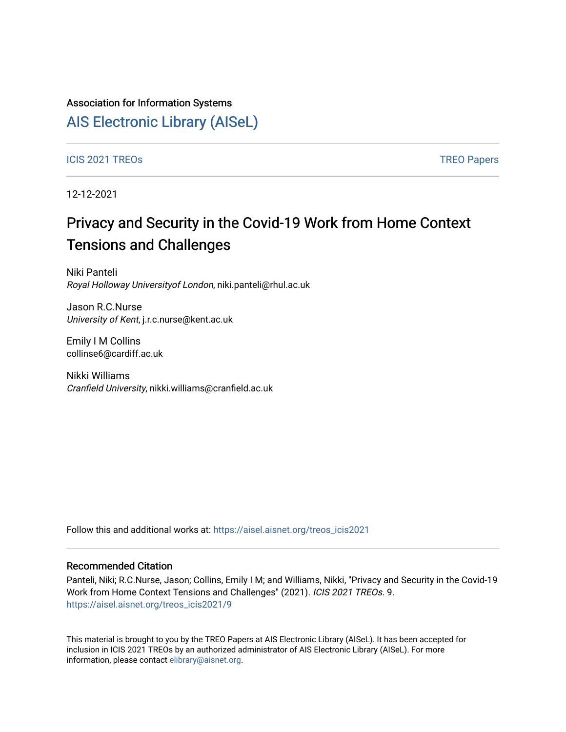Association for Information Systems

# AIS Electronic Library (AISeL)

ICIS 2021 TREOs | TREO Papers

12-12-2021

## Privacy and Security in the Covid-19 Work from Home Context Tensions and Challenges

Niki Panteli
*Royal Holloway Universityof London*, niki.panteli@rhul.ac.uk

Jason R.C.Nurse
*University of Kent*, j.r.c.nurse@kent.ac.uk

Emily I M Collins
collinse6@cardiff.ac.uk

Nikki Williams
*Cranfield University*, nikki.williams@cranfield.ac.uk

Follow this and additional works at: https://aisel.aisnet.org/treos_icis2021

### Recommended Citation

Panteli, Niki; R.C.Nurse, Jason; Collins, Emily I M; and Williams, Nikki, "Privacy and Security in the Covid-19 Work from Home Context Tensions and Challenges" (2021). *ICIS 2021 TREOs*. 9.
https://aisel.aisnet.org/treos_icis2021/9

This material is brought to you by the TREO Papers at AIS Electronic Library (AISeL). It has been accepted for inclusion in ICIS 2021 TREOs by an authorized administrator of AIS Electronic Library (AISeL). For more information, please contact elibrary@aisnet.org.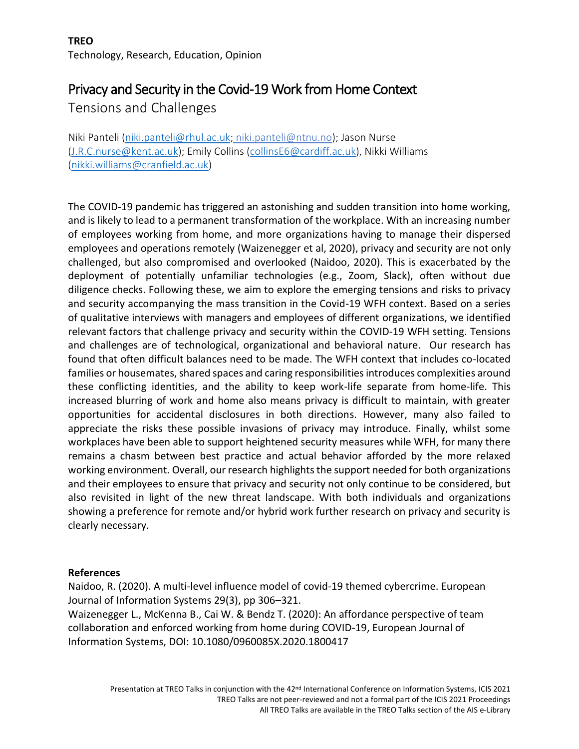**TREO**
Technology, Research, Education, Opinion

# Privacy and Security in the Covid-19 Work from Home Context

## Tensions and Challenges

Niki Panteli (niki.panteli@rhul.ac.uk; niki.panteli@ntnu.no); Jason Nurse (J.R.C.nurse@kent.ac.uk); Emily Collins (collinsE6@cardiff.ac.uk), Nikki Williams (nikki.williams@cranfield.ac.uk)

The COVID-19 pandemic has triggered an astonishing and sudden transition into home working, and is likely to lead to a permanent transformation of the workplace. With an increasing number of employees working from home, and more organizations having to manage their dispersed employees and operations remotely (Waizenegger et al, 2020), privacy and security are not only challenged, but also compromised and overlooked (Naidoo, 2020). This is exacerbated by the deployment of potentially unfamiliar technologies (e.g., Zoom, Slack), often without due diligence checks. Following these, we aim to explore the emerging tensions and risks to privacy and security accompanying the mass transition in the Covid-19 WFH context. Based on a series of qualitative interviews with managers and employees of different organizations, we identified relevant factors that challenge privacy and security within the COVID-19 WFH setting. Tensions and challenges are of technological, organizational and behavioral nature. Our research has found that often difficult balances need to be made. The WFH context that includes co-located families or housemates, shared spaces and caring responsibilities introduces complexities around these conflicting identities, and the ability to keep work-life separate from home-life. This increased blurring of work and home also means privacy is difficult to maintain, with greater opportunities for accidental disclosures in both directions. However, many also failed to appreciate the risks these possible invasions of privacy may introduce. Finally, whilst some workplaces have been able to support heightened security measures while WFH, for many there remains a chasm between best practice and actual behavior afforded by the more relaxed working environment. Overall, our research highlights the support needed for both organizations and their employees to ensure that privacy and security not only continue to be considered, but also revisited in light of the new threat landscape. With both individuals and organizations showing a preference for remote and/or hybrid work further research on privacy and security is clearly necessary.

**References**

Naidoo, R. (2020). A multi-level influence model of covid-19 themed cybercrime. European Journal of Information Systems 29(3), pp 306–321.

Waizenegger L., McKenna B., Cai W. & Bendz T. (2020): An affordance perspective of team collaboration and enforced working from home during COVID-19, European Journal of Information Systems, DOI: 10.1080/0960085X.2020.1800417

Presentation at TREO Talks in conjunction with the 42nd International Conference on Information Systems, ICIS 2021
TREO Talks are not peer-reviewed and not a formal part of the ICIS 2021 Proceedings
All TREO Talks are available in the TREO Talks section of the AIS e-Library